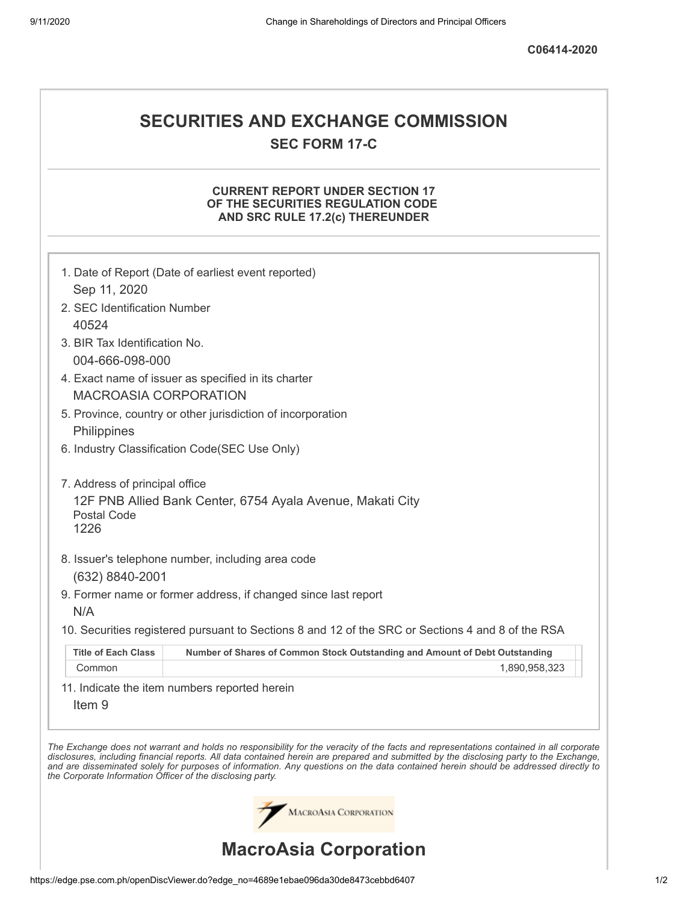C06414-2020

# SECURITIES AND EXCHANGE COMMISSION

## SEC FORM 17-C

### CURRENT REPORT UNDER SECTION 17 OF THE SECURITIES REGULATION CODE AND SRC RULE 17.2(c) THEREUNDER

1. Date of Report (Date of earliest event reported)
   Sep 11, 2020
2. SEC Identification Number
   40524
3. BIR Tax Identification No.
   004-666-098-000
4. Exact name of issuer as specified in its charter
   MACROASIA CORPORATION
5. Province, country or other jurisdiction of incorporation
   Philippines
6. Industry Classification Code(SEC Use Only)

7. Address of principal office
   12F PNB Allied Bank Center, 6754 Ayala Avenue, Makati City
   Postal Code
   1226
8. Issuer's telephone number, including area code
   (632) 8840-2001
9. Former name or former address, if changed since last report
   N/A
10. Securities registered pursuant to Sections 8 and 12 of the SRC or Sections 4 and 8 of the RSA

| Title of Each Class | Number of Shares of Common Stock Outstanding and Amount of Debt Outstanding |
|---|---|
| Common | 1,890,958,323 |

11. Indicate the item numbers reported herein
    Item 9

*The Exchange does not warrant and holds no responsibility for the veracity of the facts and representations contained in all corporate disclosures, including financial reports. All data contained herein are prepared and submitted by the disclosing party to the Exchange, and are disseminated solely for purposes of information. Any questions on the data contained herein should be addressed directly to the Corporate Information Officer of the disclosing party.*

MacroAsia Corporation

# MacroAsia Corporation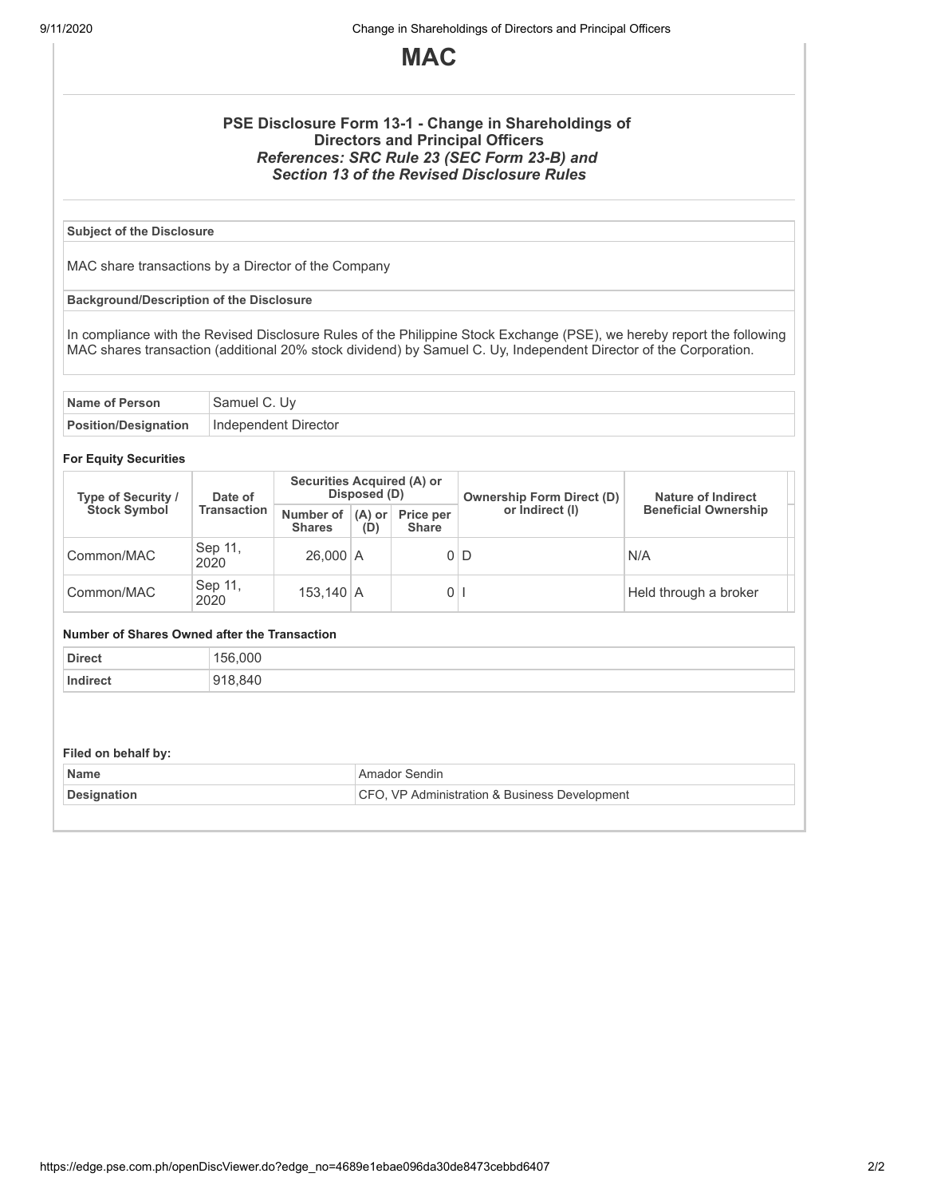# MAC

### PSE Disclosure Form 13-1 - Change in Shareholdings of Directors and Principal Officers
### *References: SRC Rule 23 (SEC Form 23-B) and Section 13 of the Revised Disclosure Rules*

**Subject of the Disclosure**

MAC share transactions by a Director of the Company

**Background/Description of the Disclosure**

In compliance with the Revised Disclosure Rules of the Philippine Stock Exchange (PSE), we hereby report the following MAC shares transaction (additional 20% stock dividend) by Samuel C. Uy, Independent Director of the Corporation.

| | |
|---|---|
| **Name of Person** | Samuel C. Uy |
| **Position/Designation** | Independent Director |

**For Equity Securities**

| Type of Security / Stock Symbol | Date of Transaction | Securities Acquired (A) or Disposed (D) | | | Ownership Form Direct (D) or Indirect (I) | Nature of Indirect Beneficial Ownership |
|---|---|---|---|---|---|---|
| | | Number of Shares | (A) or (D) | Price per Share | | |
| Common/MAC | Sep 11, 2020 | 26,000 | A | 0 | D | N/A |
| Common/MAC | Sep 11, 2020 | 153,140 | A | 0 | I | Held through a broker |

**Number of Shares Owned after the Transaction**

| | |
|---|---|
| **Direct** | 156,000 |
| **Indirect** | 918,840 |

**Filed on behalf by:**

| | |
|---|---|
| **Name** | Amador Sendin |
| **Designation** | CFO, VP Administration & Business Development |